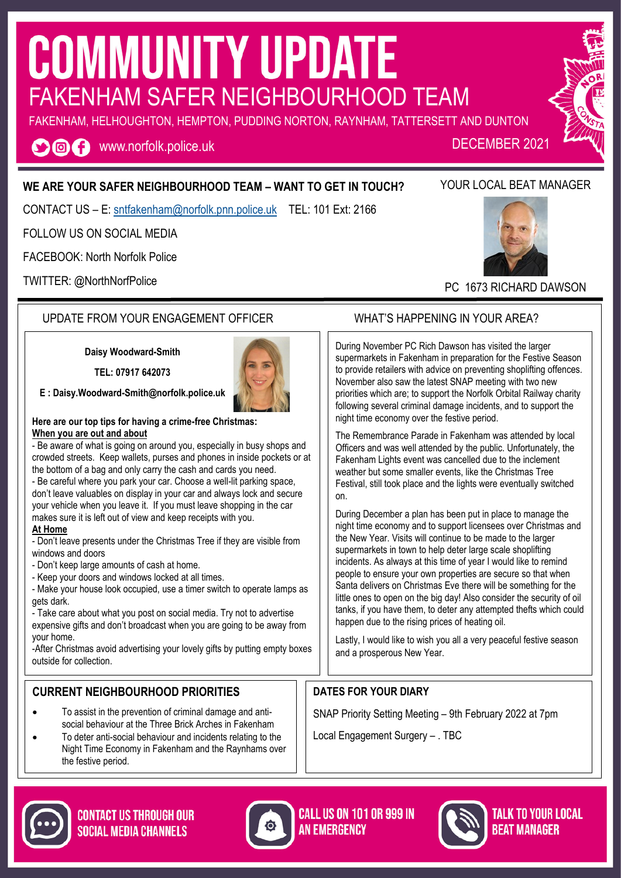# COMMUNITY UPDATE

## FAKENHAM SAFER NEIGHBOURHOOD TEAM

FAKENHAM, HELHOUGHTON, HEMPTON, PUDDING NORTON, RAYNHAM, TATTERSETT AND DUNTON

www.norfolk.police.uk

DECEMBER 2021

**WE ARE YOUR SAFER NEIGHBOURHOOD TEAM – WANT TO GET IN TOUCH?**

CONTACT US – E: sntfakenham@norfolk.pnn.police.uk TEL: 101 Ext: 2166

FOLLOW US ON SOCIAL MEDIA

FACEBOOK: North Norfolk Police

TWITTER: @NorthNorfPolice

YOUR LOCAL BEAT MANAGER

PC 1673 RICHARD DAWSON

## UPDATE FROM YOUR ENGAGEMENT OFFICER

**Daisy Woodward-Smith**

**TEL: 07917 642073**

**E : Daisy.Woodward-Smith@norfolk.police.uk**

**Here are our top tips for having a crime-free Christmas:**

**When you are out and about**

- Be aware of what is going on around you, especially in busy shops and crowded streets. Keep wallets, purses and phones in inside pockets or at the bottom of a bag and only carry the cash and cards you need.
- Be careful where you park your car. Choose a well-lit parking space, don't leave valuables on display in your car and always lock and secure your vehicle when you leave it. If you must leave shopping in the car makes sure it is left out of view and keep receipts with you.

**At Home**

- Don't leave presents under the Christmas Tree if they are visible from windows and doors
- Don't keep large amounts of cash at home.
- Keep your doors and windows locked at all times.
- Make your house look occupied, use a timer switch to operate lamps as gets dark.
- Take care about what you post on social media. Try not to advertise expensive gifts and don't broadcast when you are going to be away from your home.
- After Christmas avoid advertising your lovely gifts by putting empty boxes outside for collection.

## WHAT'S HAPPENING IN YOUR AREA?

During November PC Rich Dawson has visited the larger supermarkets in Fakenham in preparation for the Festive Season to provide retailers with advice on preventing shoplifting offences. November also saw the latest SNAP meeting with two new priorities which are; to support the Norfolk Orbital Railway charity following several criminal damage incidents, and to support the night time economy over the festive period.

The Remembrance Parade in Fakenham was attended by local Officers and was well attended by the public. Unfortunately, the Fakenham Lights event was cancelled due to the inclement weather but some smaller events, like the Christmas Tree Festival, still took place and the lights were eventually switched on.

During December a plan has been put in place to manage the night time economy and to support licensees over Christmas and the New Year. Visits will continue to be made to the larger supermarkets in town to help deter large scale shoplifting incidents. As always at this time of year I would like to remind people to ensure your own properties are secure so that when Santa delivers on Christmas Eve there will be something for the little ones to open on the big day! Also consider the security of oil tanks, if you have them, to deter any attempted thefts which could happen due to the rising prices of heating oil.

Lastly, I would like to wish you all a very peaceful festive season and a prosperous New Year.

## CURRENT NEIGHBOURHOOD PRIORITIES

- To assist in the prevention of criminal damage and anti-social behaviour at the Three Brick Arches in Fakenham
- To deter anti-social behaviour and incidents relating to the Night Time Economy in Fakenham and the Raynhams over the festive period.

## DATES FOR YOUR DIARY

SNAP Priority Setting Meeting – 9th February 2022 at 7pm

Local Engagement Surgery – . TBC

**CONTACT US THROUGH OUR SOCIAL MEDIA CHANNELS**

**CALL US ON 101 OR 999 IN AN EMERGENCY**

**TALK TO YOUR LOCAL BEAT MANAGER**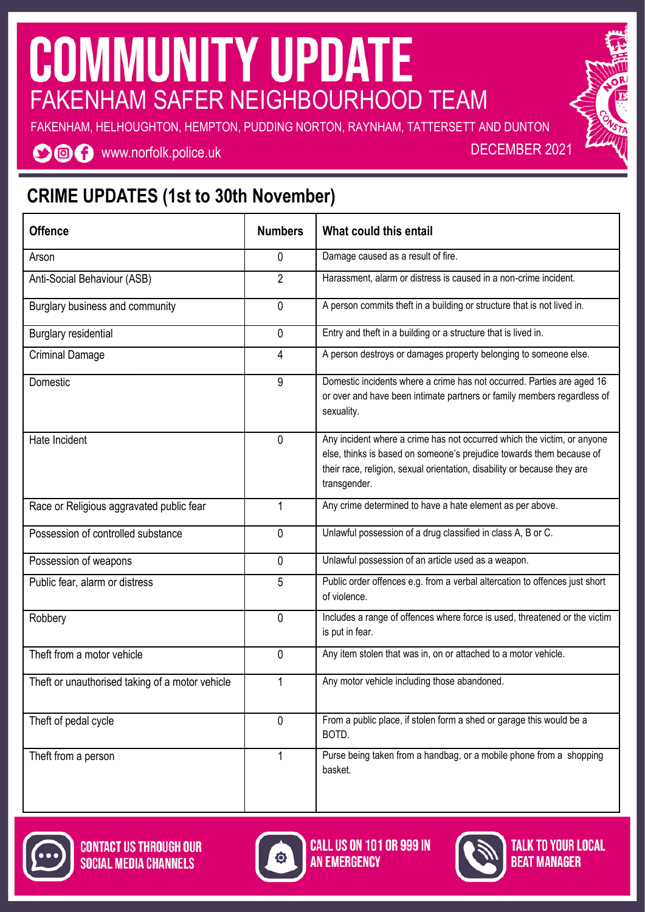# COMMUNITY UPDATE

## FAKENHAM SAFER NEIGHBOURHOOD TEAM

FAKENHAM, HELHOUGHTON, HEMPTON, PUDDING NORTON, RAYNHAM, TATTERSETT AND DUNTON

www.norfolk.police.uk

DECEMBER 2021

## CRIME UPDATES (1st to 30th November)

| Offence | Numbers | What could this entail |
|---|---|---|
| Arson | 0 | Damage caused as a result of fire. |
| Anti-Social Behaviour (ASB) | 2 | Harassment, alarm or distress is caused in a non-crime incident. |
| Burglary business and community | 0 | A person commits theft in a building or structure that is not lived in. |
| Burglary residential | 0 | Entry and theft in a building or a structure that is lived in. |
| Criminal Damage | 4 | A person destroys or damages property belonging to someone else. |
| Domestic | 9 | Domestic incidents where a crime has not occurred. Parties are aged 16 or over and have been intimate partners or family members regardless of sexuality. |
| Hate Incident | 0 | Any incident where a crime has not occurred which the victim, or anyone else, thinks is based on someone's prejudice towards them because of their race, religion, sexual orientation, disability or because they are transgender. |
| Race or Religious aggravated public fear | 1 | Any crime determined to have a hate element as per above. |
| Possession of controlled substance | 0 | Unlawful possession of a drug classified in class A, B or C. |
| Possession of weapons | 0 | Unlawful possession of an article used as a weapon. |
| Public fear, alarm or distress | 5 | Public order offences e.g. from a verbal altercation to offences just short of violence. |
| Robbery | 0 | Includes a range of offences where force is used, threatened or the victim is put in fear. |
| Theft from a motor vehicle | 0 | Any item stolen that was in, on or attached to a motor vehicle. |
| Theft or unauthorised taking of a motor vehicle | 1 | Any motor vehicle including those abandoned. |
| Theft of pedal cycle | 0 | From a public place, if stolen form a shed or garage this would be a BOTD. |
| Theft from a person | 1 | Purse being taken from a handbag, or a mobile phone from a shopping basket. |

CONTACT US THROUGH OUR SOCIAL MEDIA CHANNELS

CALL US ON 101 OR 999 IN AN EMERGENCY

TALK TO YOUR LOCAL BEAT MANAGER